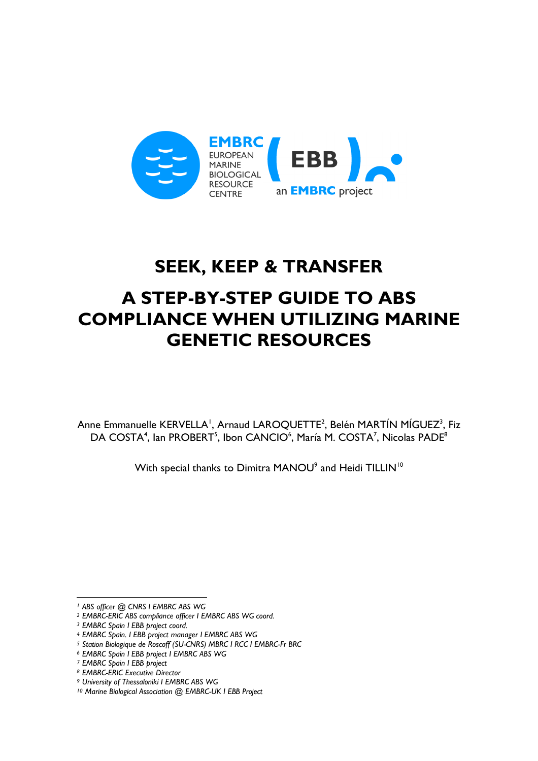EMBRC EUROPEAN MARINE BIOLOGICAL RESOURCE CENTRE

EBB an EMBRC project

# SEEK, KEEP & TRANSFER

# A STEP-BY-STEP GUIDE TO ABS COMPLIANCE WHEN UTILIZING MARINE GENETIC RESOURCES

Anne Emmanuelle KERVELLA[1], Arnaud LAROQUETTE[2], Belén MARTÍN MÍGUEZ[3], Fiz DA COSTA[4], Ian PROBERT[5], Ibon CANCIO[6], María M. COSTA[7], Nicolas PADE[8]

With special thanks to Dimitra MANOU[9] and Heidi TILLIN[10]

---

[1] *ABS officer @ CNRS I EMBRC ABS WG*
[2] *EMBRC-ERIC ABS compliance officer I EMBRC ABS WG coord.*
[3] *EMBRC Spain I EBB project coord.*
[4] *EMBRC Spain. I EBB project manager I EMBRC ABS WG*
[5] *Station Biologique de Roscoff (SU-CNRS) MBRC I RCC I EMBRC-Fr BRC*
[6] *EMBRC Spain I EBB project I EMBRC ABS WG*
[7] *EMBRC Spain I EBB project*
[8] *EMBRC-ERIC Executive Director*
[9] *University of Thessaloniki I EMBRC ABS WG*
[10] *Marine Biological Association @ EMBRC-UK I EBB Project*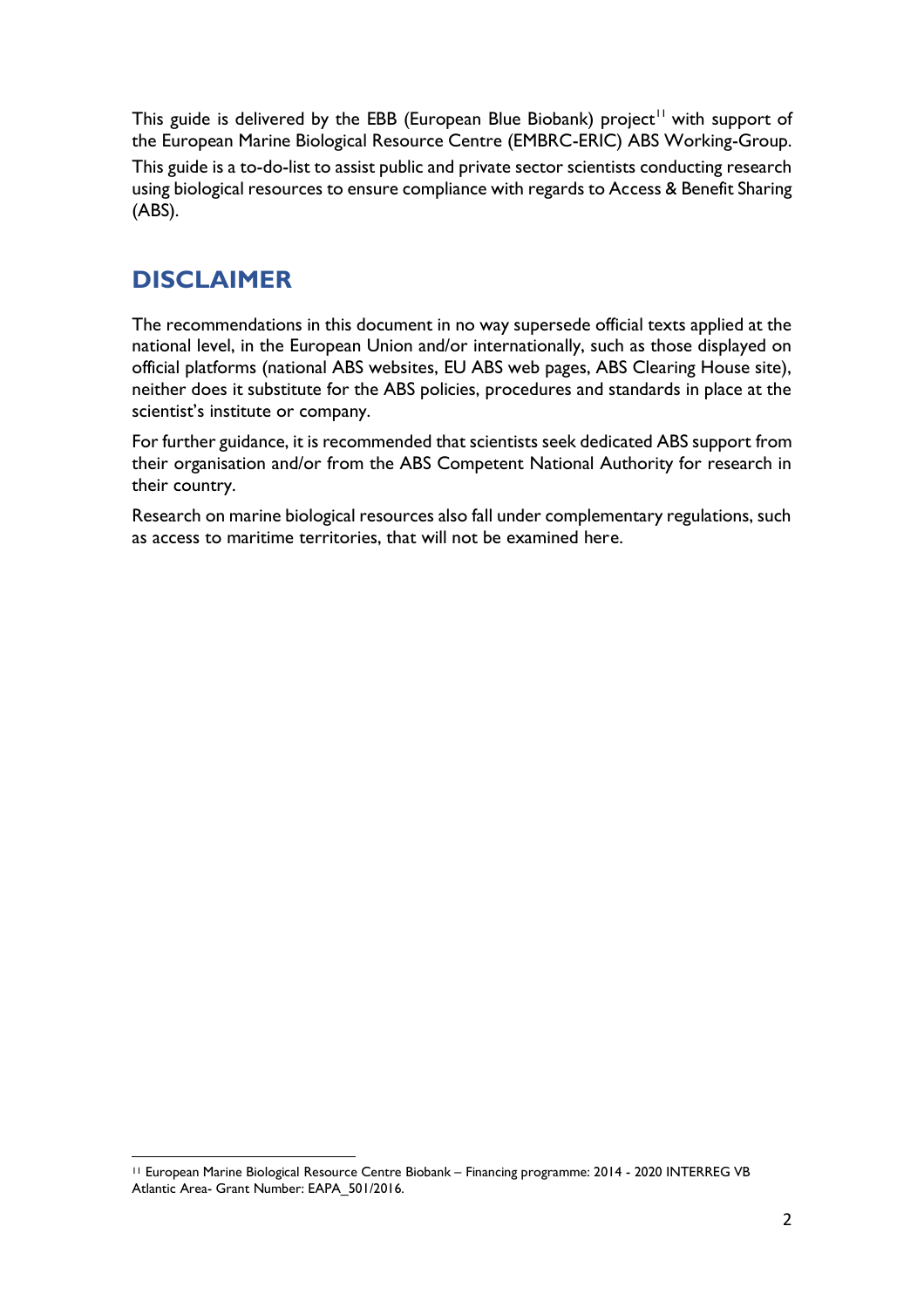This guide is delivered by the EBB (European Blue Biobank) project[11] with support of the European Marine Biological Resource Centre (EMBRC-ERIC) ABS Working-Group.

This guide is a to-do-list to assist public and private sector scientists conducting research using biological resources to ensure compliance with regards to Access & Benefit Sharing (ABS).

## DISCLAIMER

The recommendations in this document in no way supersede official texts applied at the national level, in the European Union and/or internationally, such as those displayed on official platforms (national ABS websites, EU ABS web pages, ABS Clearing House site), neither does it substitute for the ABS policies, procedures and standards in place at the scientist's institute or company.

For further guidance, it is recommended that scientists seek dedicated ABS support from their organisation and/or from the ABS Competent National Authority for research in their country.

Research on marine biological resources also fall under complementary regulations, such as access to maritime territories, that will not be examined here.

[11] European Marine Biological Resource Centre Biobank – Financing programme: 2014 - 2020 INTERREG VB Atlantic Area- Grant Number: EAPA_501/2016.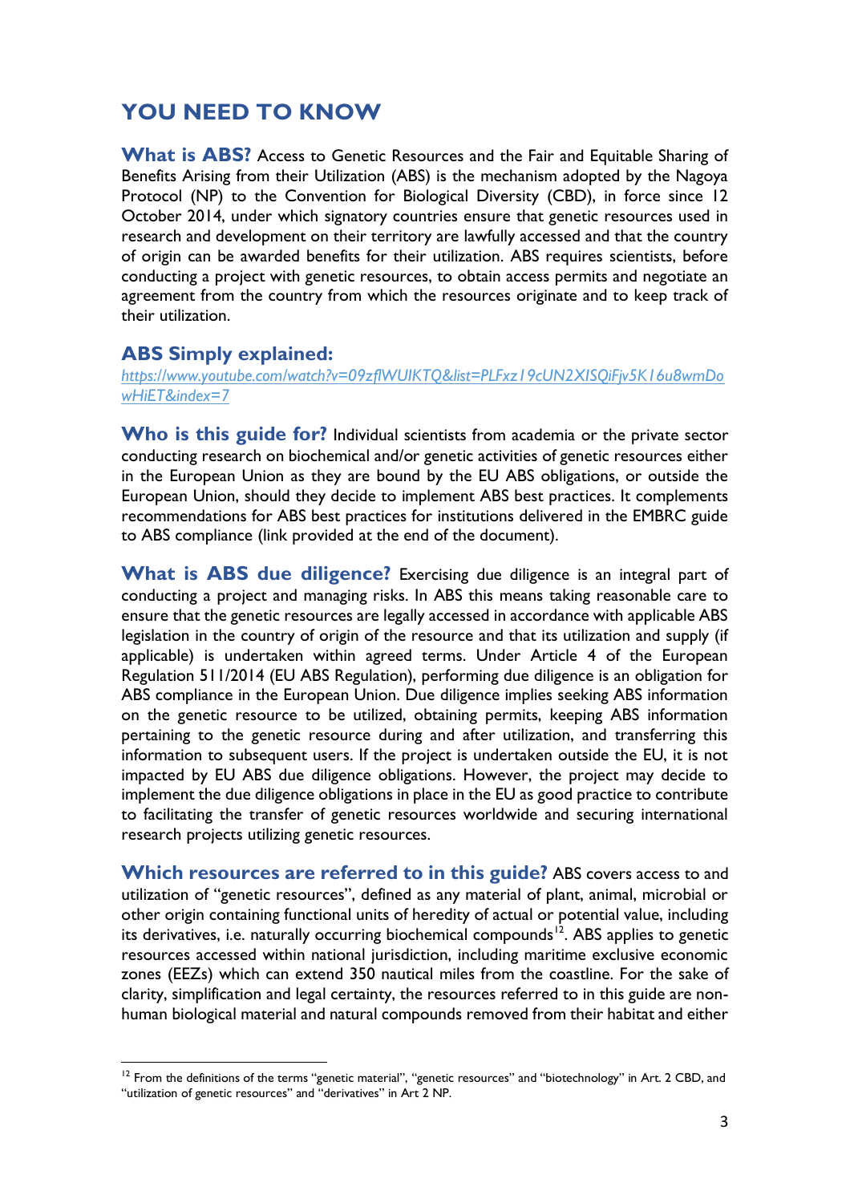## YOU NEED TO KNOW

**What is ABS?** Access to Genetic Resources and the Fair and Equitable Sharing of Benefits Arising from their Utilization (ABS) is the mechanism adopted by the Nagoya Protocol (NP) to the Convention for Biological Diversity (CBD), in force since 12 October 2014, under which signatory countries ensure that genetic resources used in research and development on their territory are lawfully accessed and that the country of origin can be awarded benefits for their utilization. ABS requires scientists, before conducting a project with genetic resources, to obtain access permits and negotiate an agreement from the country from which the resources originate and to keep track of their utilization.

### ABS Simply explained:

*https://www.youtube.com/watch?v=09zflWUIKTQ&list=PLFxz19cUN2XISQiFjv5K16u8wmDowHiET&index=7*

**Who is this guide for?** Individual scientists from academia or the private sector conducting research on biochemical and/or genetic activities of genetic resources either in the European Union as they are bound by the EU ABS obligations, or outside the European Union, should they decide to implement ABS best practices. It complements recommendations for ABS best practices for institutions delivered in the EMBRC guide to ABS compliance (link provided at the end of the document).

**What is ABS due diligence?** Exercising due diligence is an integral part of conducting a project and managing risks. In ABS this means taking reasonable care to ensure that the genetic resources are legally accessed in accordance with applicable ABS legislation in the country of origin of the resource and that its utilization and supply (if applicable) is undertaken within agreed terms. Under Article 4 of the European Regulation 511/2014 (EU ABS Regulation), performing due diligence is an obligation for ABS compliance in the European Union. Due diligence implies seeking ABS information on the genetic resource to be utilized, obtaining permits, keeping ABS information pertaining to the genetic resource during and after utilization, and transferring this information to subsequent users. If the project is undertaken outside the EU, it is not impacted by EU ABS due diligence obligations. However, the project may decide to implement the due diligence obligations in place in the EU as good practice to contribute to facilitating the transfer of genetic resources worldwide and securing international research projects utilizing genetic resources.

**Which resources are referred to in this guide?** ABS covers access to and utilization of "genetic resources", defined as any material of plant, animal, microbial or other origin containing functional units of heredity of actual or potential value, including its derivatives, i.e. naturally occurring biochemical compounds[12]. ABS applies to genetic resources accessed within national jurisdiction, including maritime exclusive economic zones (EEZs) which can extend 350 nautical miles from the coastline. For the sake of clarity, simplification and legal certainty, the resources referred to in this guide are non-human biological material and natural compounds removed from their habitat and either

[12] From the definitions of the terms "genetic material", "genetic resources" and "biotechnology" in Art. 2 CBD, and "utilization of genetic resources" and "derivatives" in Art 2 NP.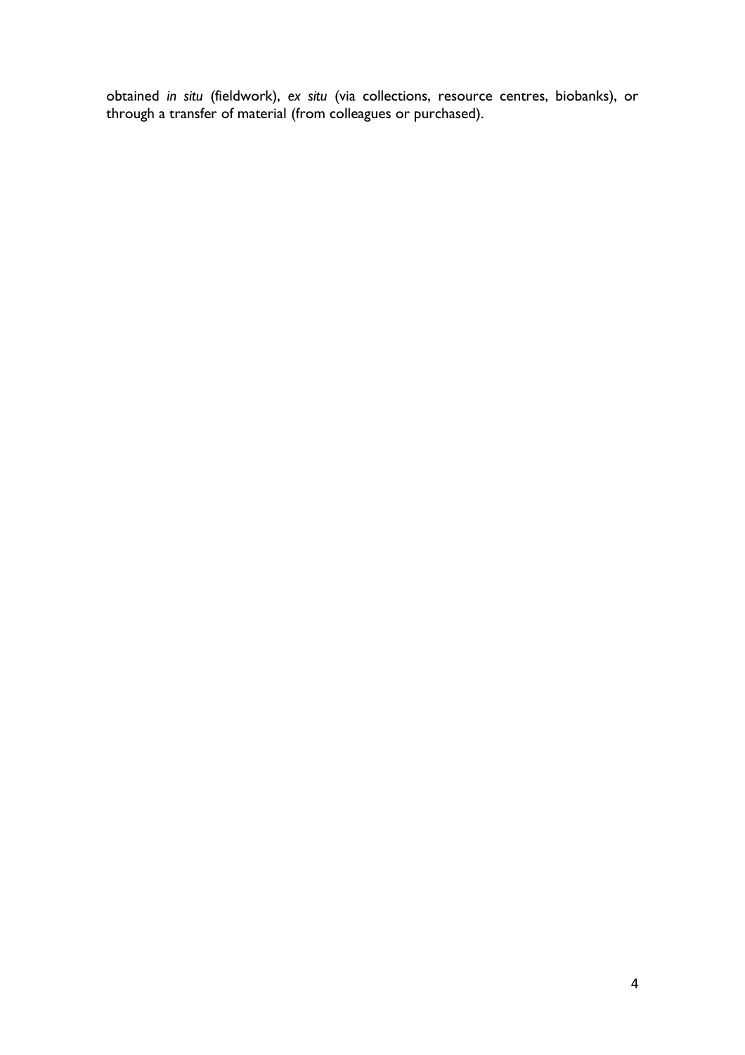obtained *in situ* (fieldwork), *ex situ* (via collections, resource centres, biobanks), or through a transfer of material (from colleagues or purchased).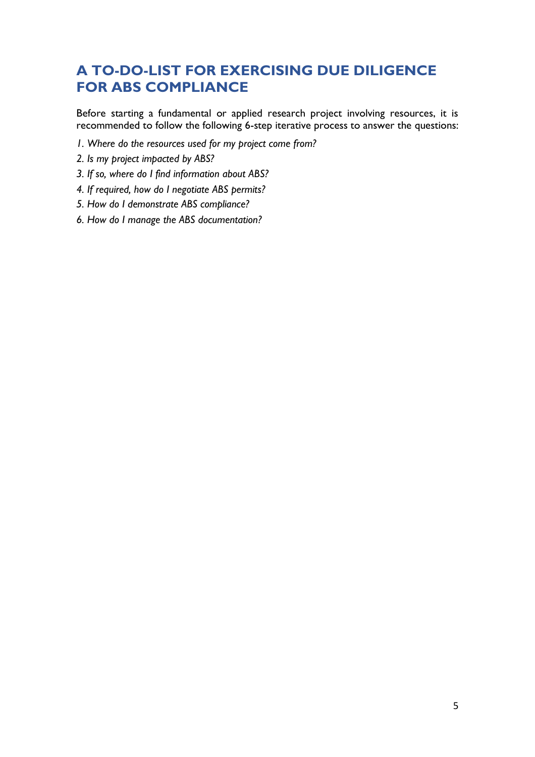## A TO-DO-LIST FOR EXERCISING DUE DILIGENCE FOR ABS COMPLIANCE

Before starting a fundamental or applied research project involving resources, it is recommended to follow the following 6-step iterative process to answer the questions:

1. *Where do the resources used for my project come from?*
2. *Is my project impacted by ABS?*
3. *If so, where do I find information about ABS?*
4. *If required, how do I negotiate ABS permits?*
5. *How do I demonstrate ABS compliance?*
6. *How do I manage the ABS documentation?*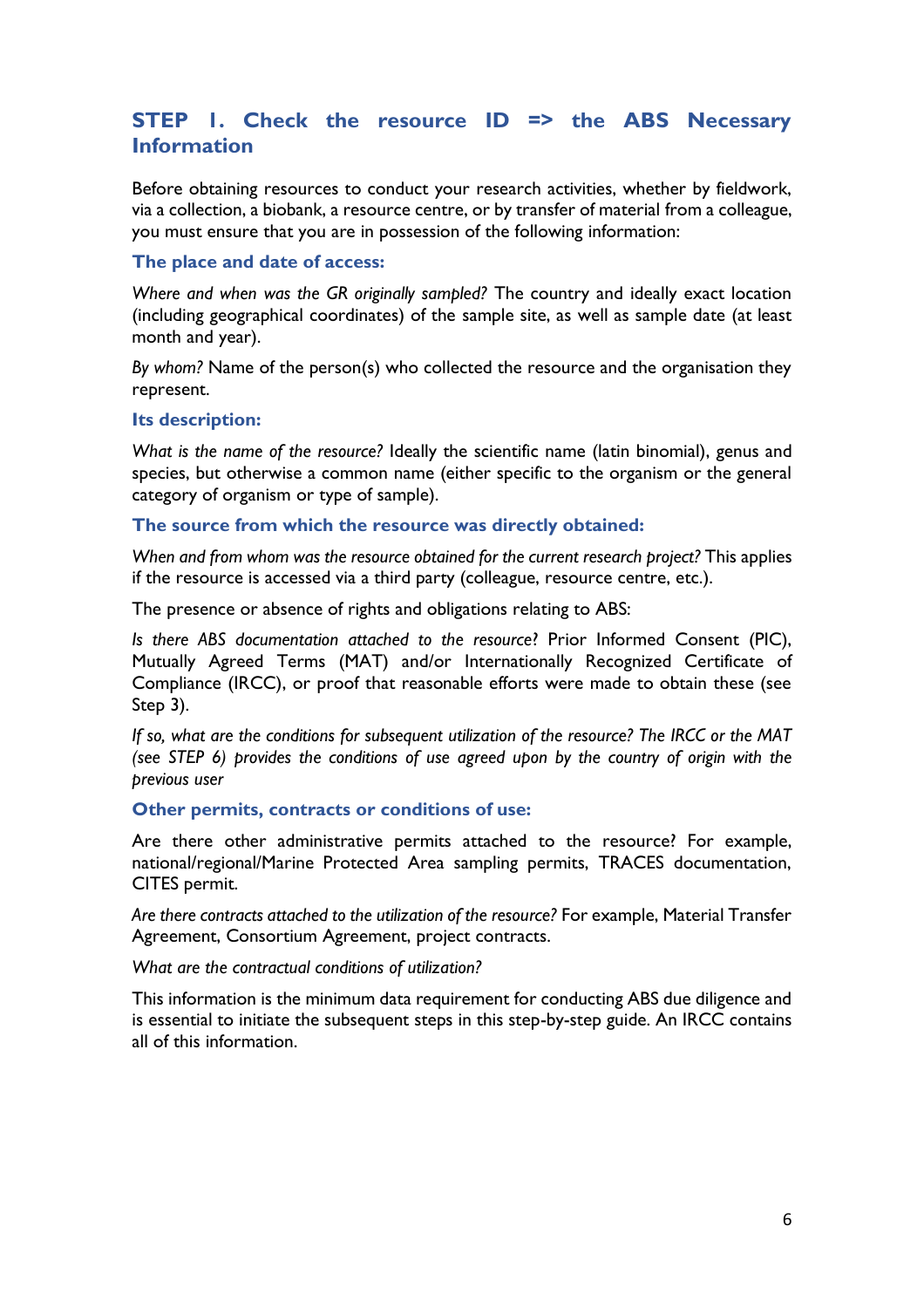## STEP 1. Check the resource ID => the ABS Necessary Information

Before obtaining resources to conduct your research activities, whether by fieldwork, via a collection, a biobank, a resource centre, or by transfer of material from a colleague, you must ensure that you are in possession of the following information:

### The place and date of access:

*Where and when was the GR originally sampled?* The country and ideally exact location (including geographical coordinates) of the sample site, as well as sample date (at least month and year).

*By whom?* Name of the person(s) who collected the resource and the organisation they represent.

### Its description:

*What is the name of the resource?* Ideally the scientific name (latin binomial), genus and species, but otherwise a common name (either specific to the organism or the general category of organism or type of sample).

### The source from which the resource was directly obtained:

*When and from whom was the resource obtained for the current research project?* This applies if the resource is accessed via a third party (colleague, resource centre, etc.).

The presence or absence of rights and obligations relating to ABS:

*Is there ABS documentation attached to the resource?* Prior Informed Consent (PIC), Mutually Agreed Terms (MAT) and/or Internationally Recognized Certificate of Compliance (IRCC), or proof that reasonable efforts were made to obtain these (see Step 3).

*If so, what are the conditions for subsequent utilization of the resource? The IRCC or the MAT (see STEP 6) provides the conditions of use agreed upon by the country of origin with the previous user*

### Other permits, contracts or conditions of use:

Are there other administrative permits attached to the resource? For example, national/regional/Marine Protected Area sampling permits, TRACES documentation, CITES permit.

*Are there contracts attached to the utilization of the resource?* For example, Material Transfer Agreement, Consortium Agreement, project contracts.

*What are the contractual conditions of utilization?*

This information is the minimum data requirement for conducting ABS due diligence and is essential to initiate the subsequent steps in this step-by-step guide. An IRCC contains all of this information.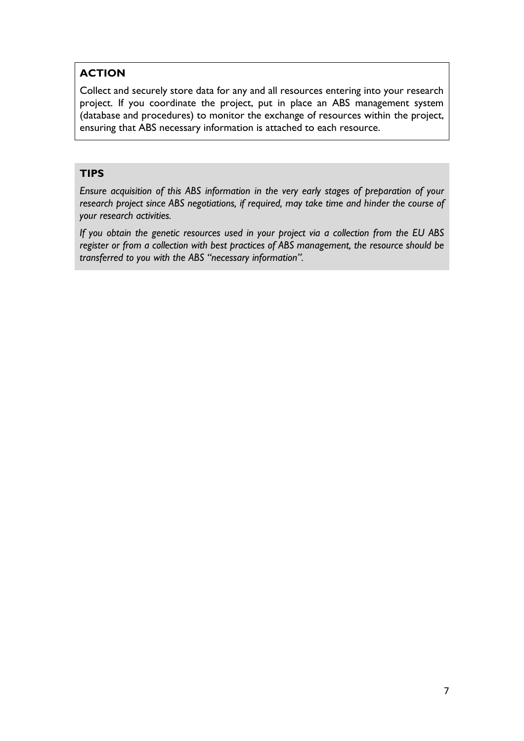**ACTION**

Collect and securely store data for any and all resources entering into your research project. If you coordinate the project, put in place an ABS management system (database and procedures) to monitor the exchange of resources within the project, ensuring that ABS necessary information is attached to each resource.

**TIPS**

*Ensure acquisition of this ABS information in the very early stages of preparation of your research project since ABS negotiations, if required, may take time and hinder the course of your research activities.*

*If you obtain the genetic resources used in your project via a collection from the EU ABS register or from a collection with best practices of ABS management, the resource should be transferred to you with the ABS "necessary information".*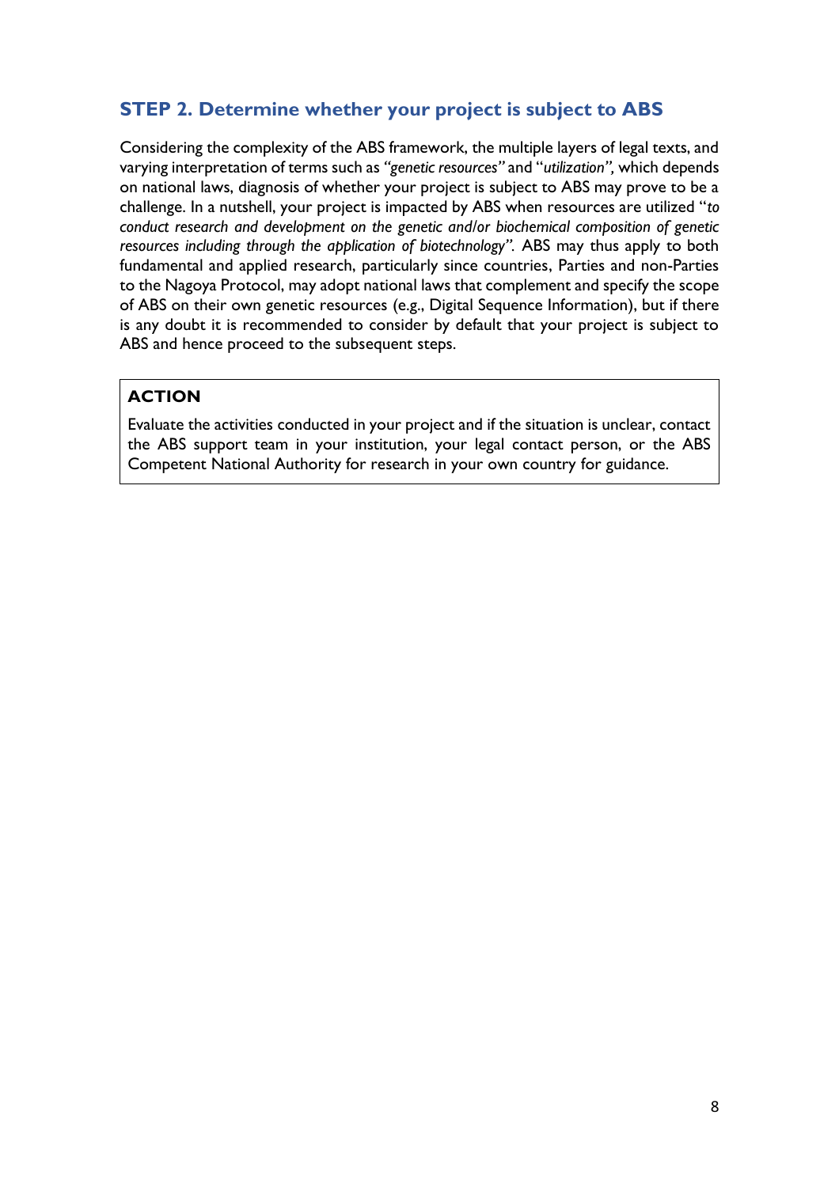## STEP 2. Determine whether your project is subject to ABS

Considering the complexity of the ABS framework, the multiple layers of legal texts, and varying interpretation of terms such as *"genetic resources"* and "*utilization",* which depends on national laws, diagnosis of whether your project is subject to ABS may prove to be a challenge. In a nutshell, your project is impacted by ABS when resources are utilized "*to conduct research and development on the genetic and/or biochemical composition of genetic resources including through the application of biotechnology".* ABS may thus apply to both fundamental and applied research, particularly since countries, Parties and non-Parties to the Nagoya Protocol, may adopt national laws that complement and specify the scope of ABS on their own genetic resources (e.g., Digital Sequence Information), but if there is any doubt it is recommended to consider by default that your project is subject to ABS and hence proceed to the subsequent steps.

**ACTION**

Evaluate the activities conducted in your project and if the situation is unclear, contact the ABS support team in your institution, your legal contact person, or the ABS Competent National Authority for research in your own country for guidance.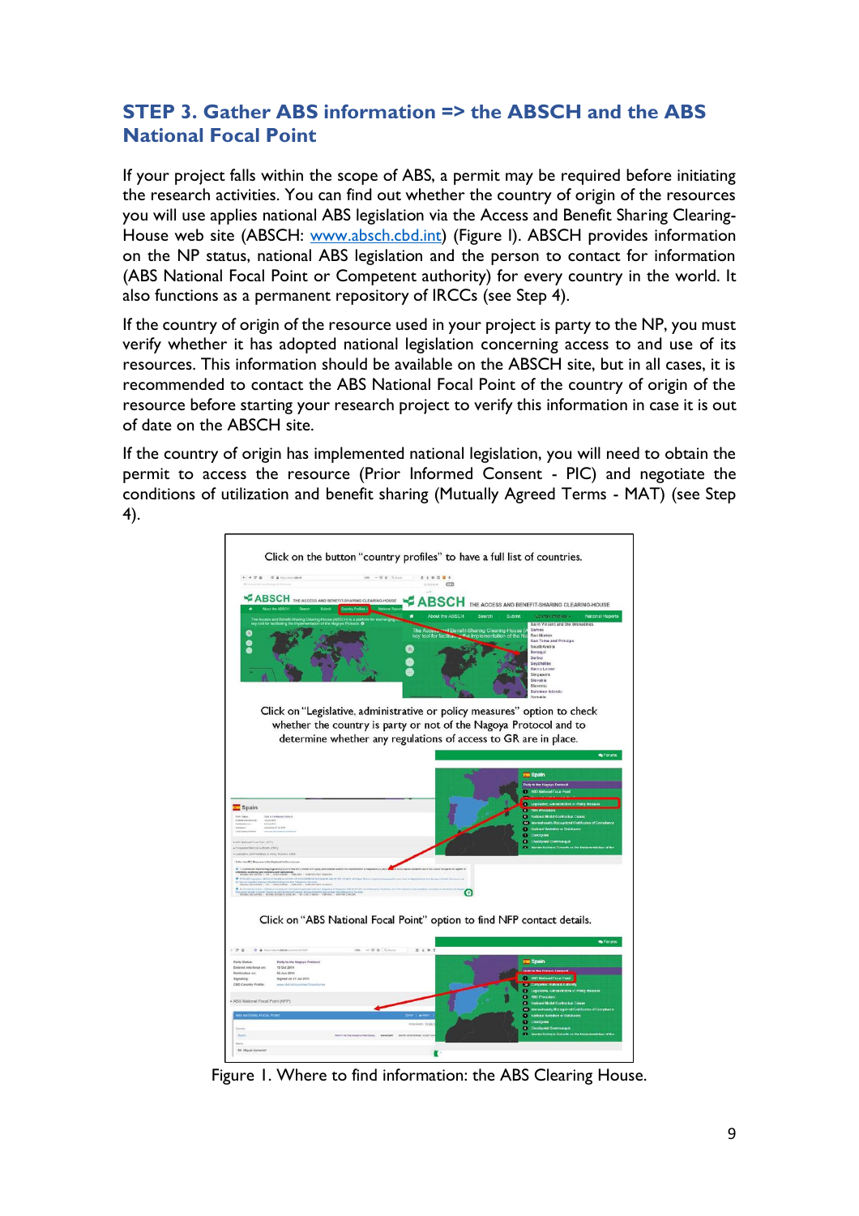## STEP 3. Gather ABS information => the ABSCH and the ABS National Focal Point

If your project falls within the scope of ABS, a permit may be required before initiating the research activities. You can find out whether the country of origin of the resources you will use applies national ABS legislation via the Access and Benefit Sharing Clearing-House web site (ABSCH: www.absch.cbd.int) (Figure I). ABSCH provides information on the NP status, national ABS legislation and the person to contact for information (ABS National Focal Point or Competent authority) for every country in the world. It also functions as a permanent repository of IRCCs (see Step 4).

If the country of origin of the resource used in your project is party to the NP, you must verify whether it has adopted national legislation concerning access to and use of its resources. This information should be available on the ABSCH site, but in all cases, it is recommended to contact the ABS National Focal Point of the country of origin of the resource before starting your research project to verify this information in case it is out of date on the ABSCH site.

If the country of origin has implemented national legislation, you will need to obtain the permit to access the resource (Prior Informed Consent - PIC) and negotiate the conditions of utilization and benefit sharing (Mutually Agreed Terms - MAT) (see Step 4).

Click on the button "country profiles" to have a full list of countries.

Click on "Legislative, administrative or policy measures" option to check whether the country is party or not of the Nagoya Protocol and to determine whether any regulations of access to GR are in place.

Click on "ABS National Focal Point" option to find NFP contact details.

Figure I. Where to find information: the ABS Clearing House.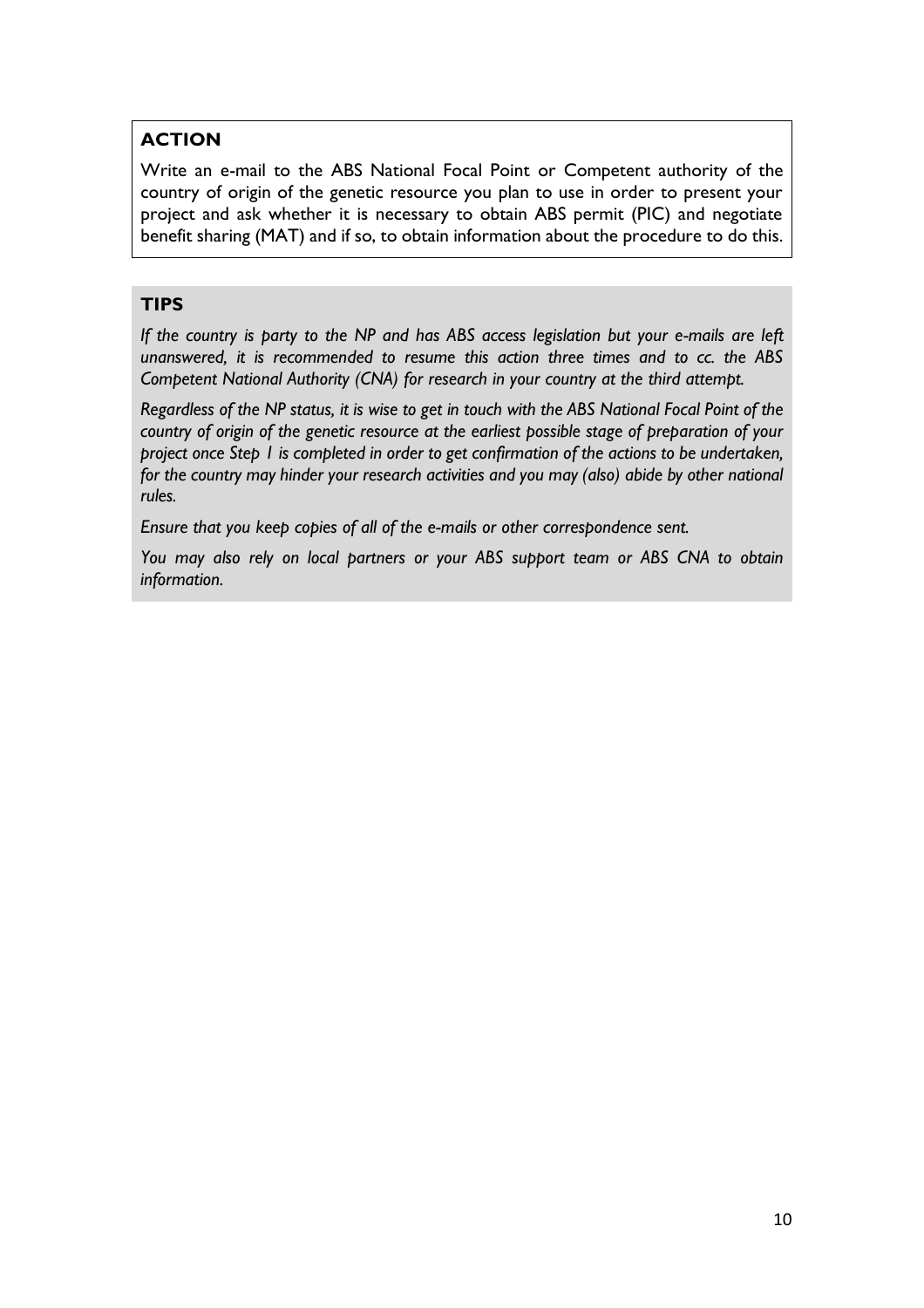**ACTION**

Write an e-mail to the ABS National Focal Point or Competent authority of the country of origin of the genetic resource you plan to use in order to present your project and ask whether it is necessary to obtain ABS permit (PIC) and negotiate benefit sharing (MAT) and if so, to obtain information about the procedure to do this.

**TIPS**

*If the country is party to the NP and has ABS access legislation but your e-mails are left unanswered, it is recommended to resume this action three times and to cc. the ABS Competent National Authority (CNA) for research in your country at the third attempt.*

*Regardless of the NP status, it is wise to get in touch with the ABS National Focal Point of the country of origin of the genetic resource at the earliest possible stage of preparation of your project once Step 1 is completed in order to get confirmation of the actions to be undertaken, for the country may hinder your research activities and you may (also) abide by other national rules.*

*Ensure that you keep copies of all of the e-mails or other correspondence sent.*

*You may also rely on local partners or your ABS support team or ABS CNA to obtain information.*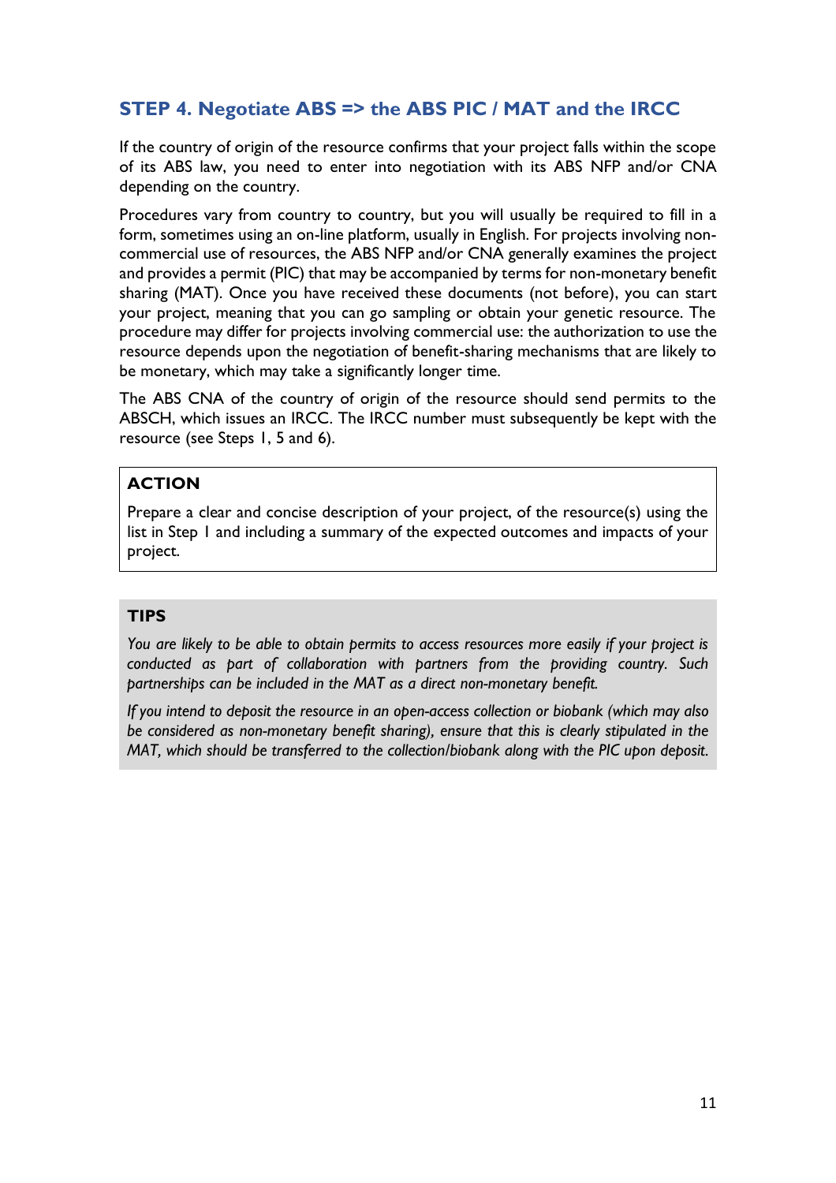## STEP 4. Negotiate ABS => the ABS PIC / MAT and the IRCC

If the country of origin of the resource confirms that your project falls within the scope of its ABS law, you need to enter into negotiation with its ABS NFP and/or CNA depending on the country.

Procedures vary from country to country, but you will usually be required to fill in a form, sometimes using an on-line platform, usually in English. For projects involving non-commercial use of resources, the ABS NFP and/or CNA generally examines the project and provides a permit (PIC) that may be accompanied by terms for non-monetary benefit sharing (MAT). Once you have received these documents (not before), you can start your project, meaning that you can go sampling or obtain your genetic resource. The procedure may differ for projects involving commercial use: the authorization to use the resource depends upon the negotiation of benefit-sharing mechanisms that are likely to be monetary, which may take a significantly longer time.

The ABS CNA of the country of origin of the resource should send permits to the ABSCH, which issues an IRCC. The IRCC number must subsequently be kept with the resource (see Steps 1, 5 and 6).

**ACTION**

Prepare a clear and concise description of your project, of the resource(s) using the list in Step 1 and including a summary of the expected outcomes and impacts of your project.

**TIPS**

*You are likely to be able to obtain permits to access resources more easily if your project is conducted as part of collaboration with partners from the providing country. Such partnerships can be included in the MAT as a direct non-monetary benefit.*

*If you intend to deposit the resource in an open-access collection or biobank (which may also be considered as non-monetary benefit sharing), ensure that this is clearly stipulated in the MAT, which should be transferred to the collection/biobank along with the PIC upon deposit.*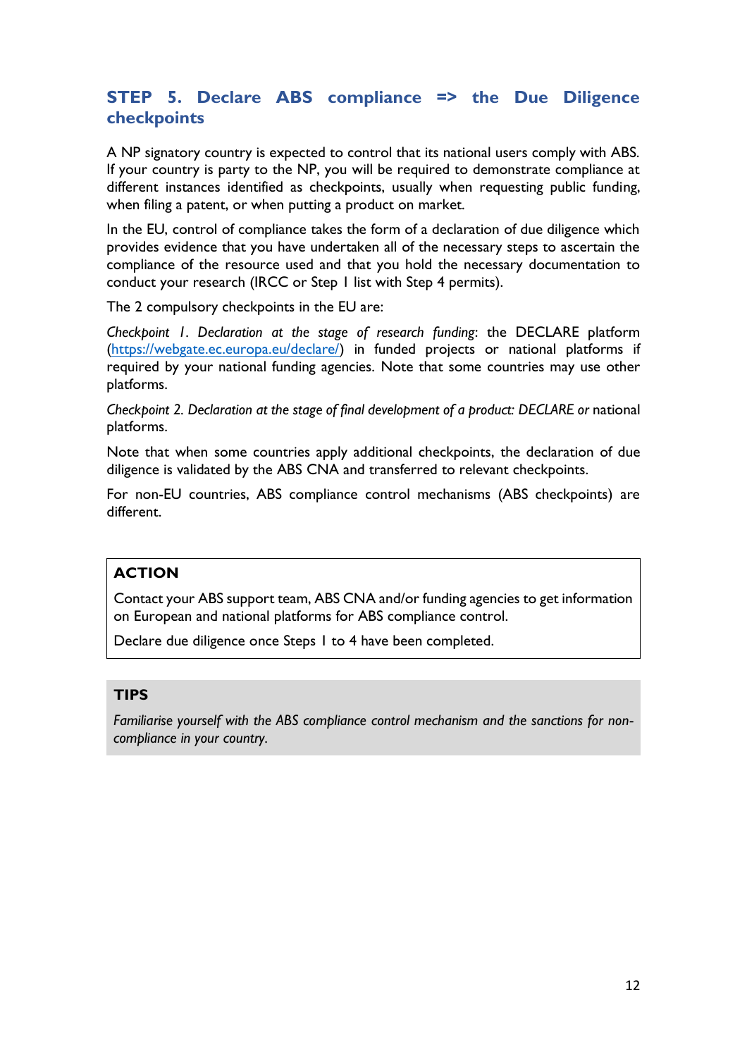## STEP 5. Declare ABS compliance => the Due Diligence checkpoints

A NP signatory country is expected to control that its national users comply with ABS. If your country is party to the NP, you will be required to demonstrate compliance at different instances identified as checkpoints, usually when requesting public funding, when filing a patent, or when putting a product on market.

In the EU, control of compliance takes the form of a declaration of due diligence which provides evidence that you have undertaken all of the necessary steps to ascertain the compliance of the resource used and that you hold the necessary documentation to conduct your research (IRCC or Step 1 list with Step 4 permits).

The 2 compulsory checkpoints in the EU are:

*Checkpoint 1. Declaration at the stage of research funding*: the DECLARE platform (https://webgate.ec.europa.eu/declare/) in funded projects or national platforms if required by your national funding agencies. Note that some countries may use other platforms.

*Checkpoint 2. Declaration at the stage of final development of a product: DECLARE or* national platforms.

Note that when some countries apply additional checkpoints, the declaration of due diligence is validated by the ABS CNA and transferred to relevant checkpoints.

For non-EU countries, ABS compliance control mechanisms (ABS checkpoints) are different.

**ACTION**

Contact your ABS support team, ABS CNA and/or funding agencies to get information on European and national platforms for ABS compliance control.

Declare due diligence once Steps 1 to 4 have been completed.

**TIPS**

*Familiarise yourself with the ABS compliance control mechanism and the sanctions for non-compliance in your country.*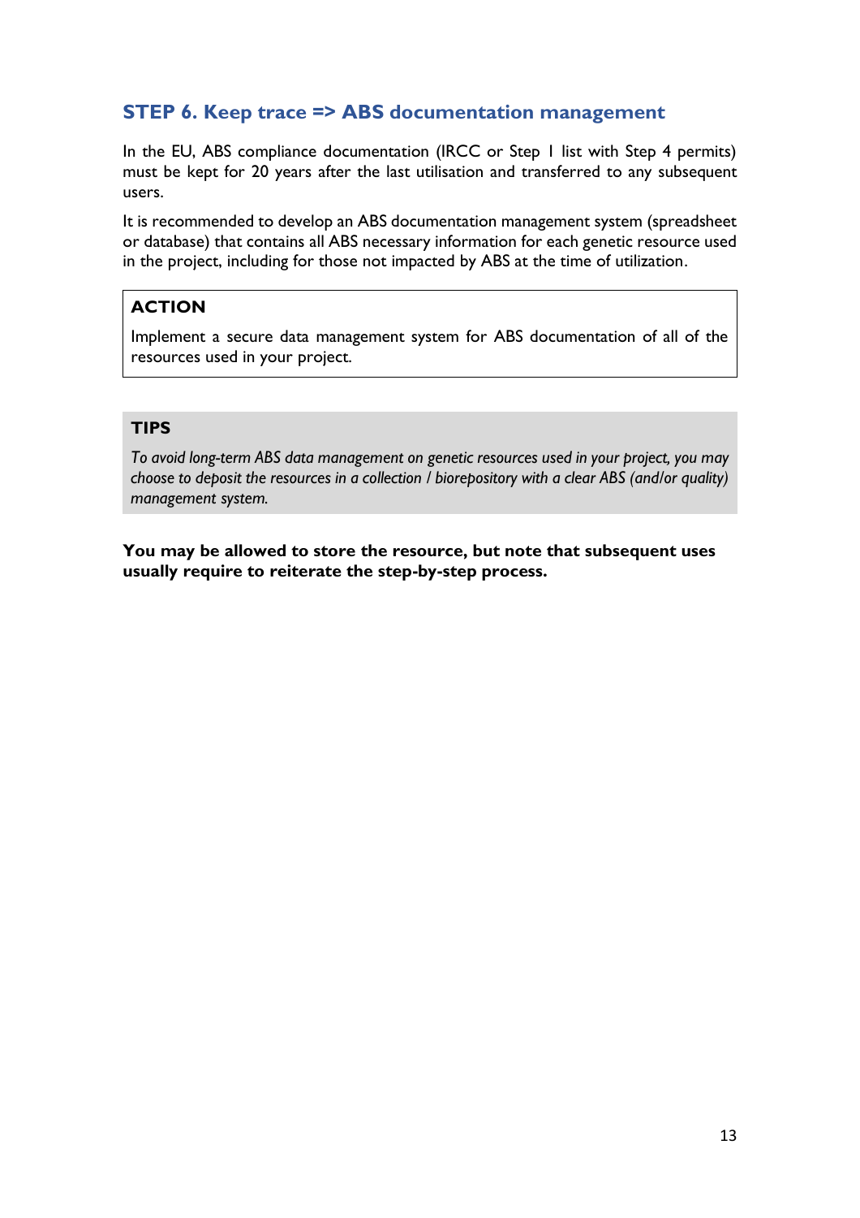## STEP 6. Keep trace => ABS documentation management

In the EU, ABS compliance documentation (IRCC or Step 1 list with Step 4 permits) must be kept for 20 years after the last utilisation and transferred to any subsequent users.

It is recommended to develop an ABS documentation management system (spreadsheet or database) that contains all ABS necessary information for each genetic resource used in the project, including for those not impacted by ABS at the time of utilization.

**ACTION**

Implement a secure data management system for ABS documentation of all of the resources used in your project.

**TIPS**

*To avoid long-term ABS data management on genetic resources used in your project, you may choose to deposit the resources in a collection / biorepository with a clear ABS (and/or quality) management system.*

**You may be allowed to store the resource, but note that subsequent uses usually require to reiterate the step-by-step process.**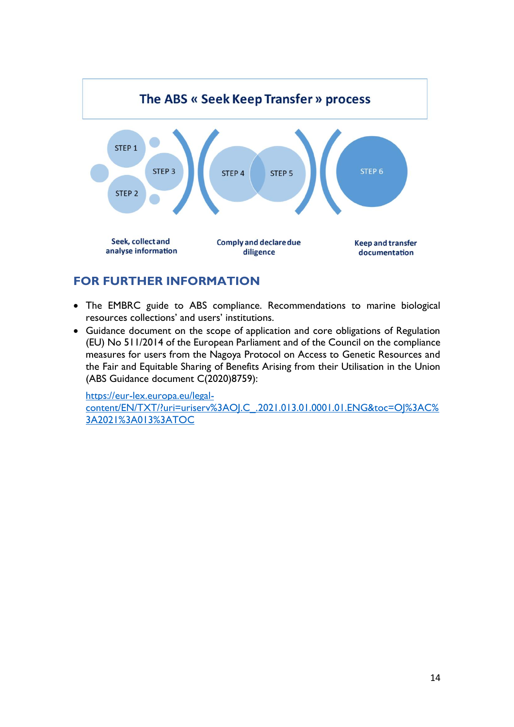The ABS « Seek Keep Transfer » process

STEP 1

STEP 3

STEP 2

STEP 4

STEP 5

STEP 6

Seek, collect and analyse information

Comply and declare due diligence

Keep and transfer documentation

## FOR FURTHER INFORMATION

- The EMBRC guide to ABS compliance. Recommendations to marine biological resources collections' and users' institutions.
- Guidance document on the scope of application and core obligations of Regulation (EU) No 511/2014 of the European Parliament and of the Council on the compliance measures for users from the Nagoya Protocol on Access to Genetic Resources and the Fair and Equitable Sharing of Benefits Arising from their Utilisation in the Union (ABS Guidance document C(2020)8759):

  https://eur-lex.europa.eu/legal-content/EN/TXT/?uri=uriserv%3AOJ.C_.2021.013.01.0001.01.ENG&toc=OJ%3AC%3A2021%3A013%3ATOC